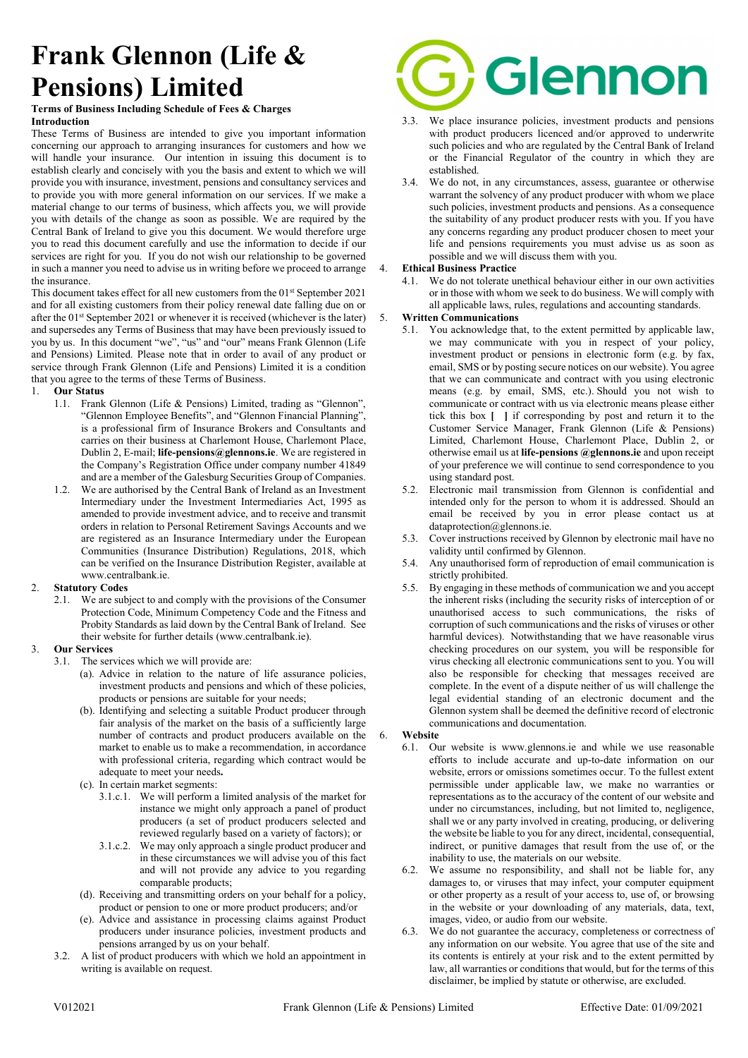# Frank Glennon (Life & Pensions) Limited

**Terms of Business Including Schedule of Fees & Charges**

**Introduction**

These Terms of Business are intended to give you important information concerning our approach to arranging insurances for customers and how we will handle your insurance. Our intention in issuing this document is to establish clearly and concisely with you the basis and extent to which we will provide you with insurance, investment, pensions and consultancy services and to provide you with more general information on our services. If we make a material change to our terms of business, which affects you, we will provide you with details of the change as soon as possible. We are required by the Central Bank of Ireland to give you this document. We would therefore urge you to read this document carefully and use the information to decide if our services are right for you. If you do not wish our relationship to be governed in such a manner you need to advise us in writing before we proceed to arrange the insurance.

This document takes effect for all new customers from the 01st September 2021 and for all existing customers from their policy renewal date falling due on or after the 01st September 2021 or whenever it is received (whichever is the later) and supersedes any Terms of Business that may have been previously issued to you by us. In this document "we", "us" and "our" means Frank Glennon (Life and Pensions) Limited. Please note that in order to avail of any product or service through Frank Glennon (Life and Pensions) Limited it is a condition that you agree to the terms of these Terms of Business.

1. **Our Status**
   1.1. Frank Glennon (Life & Pensions) Limited, trading as "Glennon", "Glennon Employee Benefits", and "Glennon Financial Planning", is a professional firm of Insurance Brokers and Consultants and carries on their business at Charlemont House, Charlemont Place, Dublin 2, E-mail; **life-pensions@glennons.ie**. We are registered in the Company's Registration Office under company number 41849 and are a member of the Galesburg Securities Group of Companies.
   1.2. We are authorised by the Central Bank of Ireland as an Investment Intermediary under the Investment Intermediaries Act, 1995 as amended to provide investment advice, and to receive and transmit orders in relation to Personal Retirement Savings Accounts and we are registered as an Insurance Intermediary under the European Communities (Insurance Distribution) Regulations, 2018, which can be verified on the Insurance Distribution Register, available at www.centralbank.ie.

2. **Statutory Codes**
   2.1. We are subject to and comply with the provisions of the Consumer Protection Code, Minimum Competency Code and the Fitness and Probity Standards as laid down by the Central Bank of Ireland. See their website for further details (www.centralbank.ie).

3. **Our Services**
   3.1. The services which we will provide are:
      (a). Advice in relation to the nature of life assurance policies, investment products and pensions and which of these policies, products or pensions are suitable for your needs;
      (b). Identifying and selecting a suitable Product producer through fair analysis of the market on the basis of a sufficiently large number of contracts and product producers available on the market to enable us to make a recommendation, in accordance with professional criteria, regarding which contract would be adequate to meet your needs**.**
      (c). In certain market segments:
         3.1.c.1. We will perform a limited analysis of the market for instance we might only approach a panel of product producers (a set of product producers selected and reviewed regularly based on a variety of factors); or
         3.1.c.2. We may only approach a single product producer and in these circumstances we will advise you of this fact and will not provide any advice to you regarding comparable products;
      (d). Receiving and transmitting orders on your behalf for a policy, product or pension to one or more product producers; and/or
      (e). Advice and assistance in processing claims against Product producers under insurance policies, investment products and pensions arranged by us on your behalf.
   3.2. A list of product producers with which we hold an appointment in writing is available on request.
   3.3. We place insurance policies, investment products and pensions with product producers licenced and/or approved to underwrite such policies and who are regulated by the Central Bank of Ireland or the Financial Regulator of the country in which they are established.
   3.4. We do not, in any circumstances, assess, guarantee or otherwise warrant the solvency of any product producer with whom we place such policies, investment products and pensions. As a consequence the suitability of any product producer rests with you. If you have any concerns regarding any product producer chosen to meet your life and pensions requirements you must advise us as soon as possible and we will discuss them with you.

4. **Ethical Business Practice**
   4.1. We do not tolerate unethical behaviour either in our own activities or in those with whom we seek to do business. We will comply with all applicable laws, rules, regulations and accounting standards.

5. **Written Communications**
   5.1. You acknowledge that, to the extent permitted by applicable law, we may communicate with you in respect of your policy, investment product or pensions in electronic form (e.g. by fax, email, SMS or by posting secure notices on our website). You agree that we can communicate and contract with you using electronic means (e.g. by email, SMS, etc.). Should you not wish to communicate or contract with us via electronic means please either tick this box **[ ]** if corresponding by post and return it to the Customer Service Manager, Frank Glennon (Life & Pensions) Limited, Charlemont House, Charlemont Place, Dublin 2, or otherwise email us at **life-pensions @glennons.ie** and upon receipt of your preference we will continue to send correspondence to you using standard post.
   5.2. Electronic mail transmission from Glennon is confidential and intended only for the person to whom it is addressed. Should an email be received by you in error please contact us at dataprotection@glennons.ie.
   5.3. Cover instructions received by Glennon by electronic mail have no validity until confirmed by Glennon.
   5.4. Any unauthorised form of reproduction of email communication is strictly prohibited.
   5.5. By engaging in these methods of communication we and you accept the inherent risks (including the security risks of interception of or unauthorised access to such communications, the risks of corruption of such communications and the risks of viruses or other harmful devices). Notwithstanding that we have reasonable virus checking procedures on our system, you will be responsible for virus checking all electronic communications sent to you. You will also be responsible for checking that messages received are complete. In the event of a dispute neither of us will challenge the legal evidential standing of an electronic document and the Glennon system shall be deemed the definitive record of electronic communications and documentation.

6. **Website**
   6.1. Our website is www.glennons.ie and while we use reasonable efforts to include accurate and up-to-date information on our website, errors or omissions sometimes occur. To the fullest extent permissible under applicable law, we make no warranties or representations as to the accuracy of the content of our website and under no circumstances, including, but not limited to, negligence, shall we or any party involved in creating, producing, or delivering the website be liable to you for any direct, incidental, consequential, indirect, or punitive damages that result from the use of, or the inability to use, the materials on our website.
   6.2. We assume no responsibility, and shall not be liable for, any damages to, or viruses that may infect, your computer equipment or other property as a result of your access to, use of, or browsing in the website or your downloading of any materials, data, text, images, video, or audio from our website.
   6.3. We do not guarantee the accuracy, completeness or correctness of any information on our website. You agree that use of the site and its contents is entirely at your risk and to the extent permitted by law, all warranties or conditions that would, but for the terms of this disclaimer, be implied by statute or otherwise, are excluded.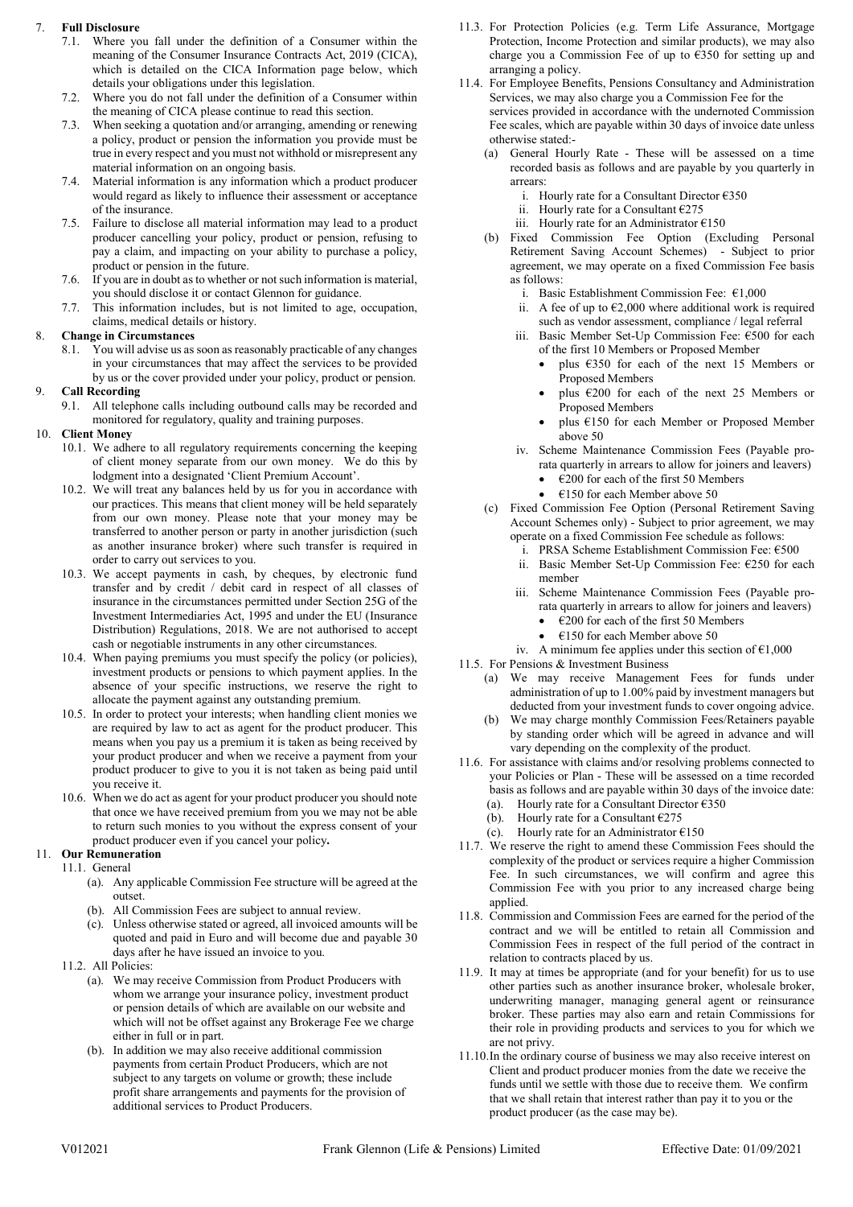7. **Full Disclosure**
   7.1. Where you fall under the definition of a Consumer within the meaning of the Consumer Insurance Contracts Act, 2019 (CICA), which is detailed on the CICA Information page below, which details your obligations under this legislation.
   7.2. Where you do not fall under the definition of a Consumer within the meaning of CICA please continue to read this section.
   7.3. When seeking a quotation and/or arranging, amending or renewing a policy, product or pension the information you provide must be true in every respect and you must not withhold or misrepresent any material information on an ongoing basis.
   7.4. Material information is any information which a product producer would regard as likely to influence their assessment or acceptance of the insurance.
   7.5. Failure to disclose all material information may lead to a product producer cancelling your policy, product or pension, refusing to pay a claim, and impacting on your ability to purchase a policy, product or pension in the future.
   7.6. If you are in doubt as to whether or not such information is material, you should disclose it or contact Glennon for guidance.
   7.7. This information includes, but is not limited to age, occupation, claims, medical details or history.
8. **Change in Circumstances**
   8.1. You will advise us as soon as reasonably practicable of any changes in your circumstances that may affect the services to be provided by us or the cover provided under your policy, product or pension.
9. **Call Recording**
   9.1. All telephone calls including outbound calls may be recorded and monitored for regulatory, quality and training purposes.
10. **Client Money**
    10.1. We adhere to all regulatory requirements concerning the keeping of client money separate from our own money. We do this by lodgment into a designated 'Client Premium Account'.
    10.2. We will treat any balances held by us for you in accordance with our practices. This means that client money will be held separately from our own money. Please note that your money may be transferred to another person or party in another jurisdiction (such as another insurance broker) where such transfer is required in order to carry out services to you.
    10.3. We accept payments in cash, by cheques, by electronic fund transfer and by credit / debit card in respect of all classes of insurance in the circumstances permitted under Section 25G of the Investment Intermediaries Act, 1995 and under the EU (Insurance Distribution) Regulations, 2018. We are not authorised to accept cash or negotiable instruments in any other circumstances.
    10.4. When paying premiums you must specify the policy (or policies), investment products or pensions to which payment applies. In the absence of your specific instructions, we reserve the right to allocate the payment against any outstanding premium.
    10.5. In order to protect your interests; when handling client monies we are required by law to act as agent for the product producer. This means when you pay us a premium it is taken as being received by your product producer and when we receive a payment from your product producer to give to you it is not taken as being paid until you receive it.
    10.6. When we do act as agent for your product producer you should note that once we have received premium from you we may not be able to return such monies to you without the express consent of your product producer even if you cancel your policy**.**
11. **Our Remuneration**
    11.1. General
       (a). Any applicable Commission Fee structure will be agreed at the outset.
       (b). All Commission Fees are subject to annual review.
       (c). Unless otherwise stated or agreed, all invoiced amounts will be quoted and paid in Euro and will become due and payable 30 days after he have issued an invoice to you.
    11.2. All Policies:
       (a). We may receive Commission from Product Producers with whom we arrange your insurance policy, investment product or pension details of which are available on our website and which will not be offset against any Brokerage Fee we charge either in full or in part.
       (b). In addition we may also receive additional commission payments from certain Product Producers, which are not subject to any targets on volume or growth; these include profit share arrangements and payments for the provision of additional services to Product Producers.
    11.3. For Protection Policies (e.g. Term Life Assurance, Mortgage Protection, Income Protection and similar products), we may also charge you a Commission Fee of up to €350 for setting up and arranging a policy.
    11.4. For Employee Benefits, Pensions Consultancy and Administration Services, we may also charge you a Commission Fee for the services provided in accordance with the undernoted Commission Fee scales, which are payable within 30 days of invoice date unless otherwise stated:-
       (a) General Hourly Rate - These will be assessed on a time recorded basis as follows and are payable by you quarterly in arrears:
          i. Hourly rate for a Consultant Director €350
          ii. Hourly rate for a Consultant €275
          iii. Hourly rate for an Administrator €150
       (b) Fixed Commission Fee Option (Excluding Personal Retirement Saving Account Schemes) - Subject to prior agreement, we may operate on a fixed Commission Fee basis as follows:
          i. Basic Establishment Commission Fee: €1,000
          ii. A fee of up to €2,000 where additional work is required such as vendor assessment, compliance / legal referral
          iii. Basic Member Set-Up Commission Fee: €500 for each of the first 10 Members or Proposed Member
             - plus €350 for each of the next 15 Members or Proposed Members
             - plus €200 for each of the next 25 Members or Proposed Members
             - plus €150 for each Member or Proposed Member above 50
          iv. Scheme Maintenance Commission Fees (Payable pro-rata quarterly in arrears to allow for joiners and leavers)
             - €200 for each of the first 50 Members
             - €150 for each Member above 50
       (c) Fixed Commission Fee Option (Personal Retirement Saving Account Schemes only) - Subject to prior agreement, we may operate on a fixed Commission Fee schedule as follows:
          i. PRSA Scheme Establishment Commission Fee: €500
          ii. Basic Member Set-Up Commission Fee: €250 for each member
          iii. Scheme Maintenance Commission Fees (Payable pro-rata quarterly in arrears to allow for joiners and leavers)
             - €200 for each of the first 50 Members
             - €150 for each Member above 50
          iv. A minimum fee applies under this section of €1,000
    11.5. For Pensions & Investment Business
       (a) We may receive Management Fees for funds under administration of up to 1.00% paid by investment managers but deducted from your investment funds to cover ongoing advice.
       (b) We may charge monthly Commission Fees/Retainers payable by standing order which will be agreed in advance and will vary depending on the complexity of the product.
    11.6. For assistance with claims and/or resolving problems connected to your Policies or Plan - These will be assessed on a time recorded basis as follows and are payable within 30 days of the invoice date:
       (a). Hourly rate for a Consultant Director €350
       (b). Hourly rate for a Consultant €275
       (c). Hourly rate for an Administrator €150
    11.7. We reserve the right to amend these Commission Fees should the complexity of the product or services require a higher Commission Fee. In such circumstances, we will confirm and agree this Commission Fee with you prior to any increased charge being applied.
    11.8. Commission and Commission Fees are earned for the period of the contract and we will be entitled to retain all Commission and Commission Fees in respect of the full period of the contract in relation to contracts placed by us.
    11.9. It may at times be appropriate (and for your benefit) for us to use other parties such as another insurance broker, wholesale broker, underwriting manager, managing general agent or reinsurance broker. These parties may also earn and retain Commissions for their role in providing products and services to you for which we are not privy.
    11.10. In the ordinary course of business we may also receive interest on Client and product producer monies from the date we receive the funds until we settle with those due to receive them. We confirm that we shall retain that interest rather than pay it to you or the product producer (as the case may be).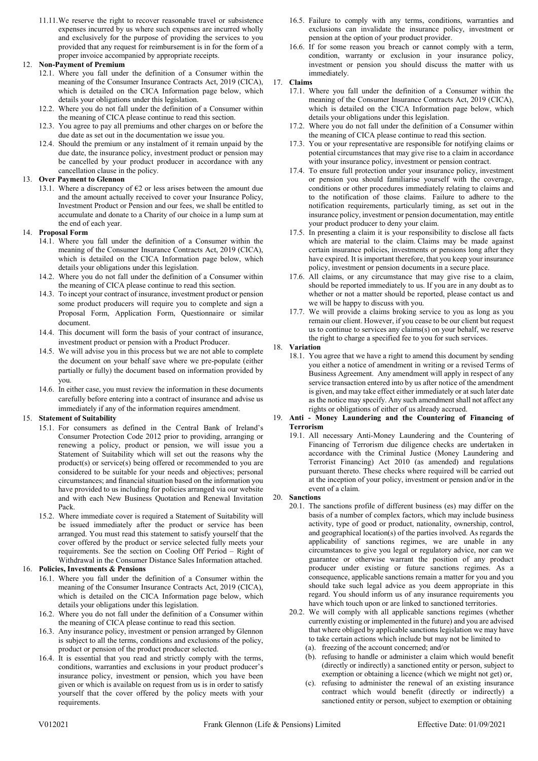11.11. We reserve the right to recover reasonable travel or subsistence expenses incurred by us where such expenses are incurred wholly and exclusively for the purpose of providing the services to you provided that any request for reimbursement is in for the form of a proper invoice accompanied by appropriate receipts.

12. **Non-Payment of Premium**

12.1. Where you fall under the definition of a Consumer within the meaning of the Consumer Insurance Contracts Act, 2019 (CICA), which is detailed on the CICA Information page below, which details your obligations under this legislation.

12.2. Where you do not fall under the definition of a Consumer within the meaning of CICA please continue to read this section.

12.3. You agree to pay all premiums and other charges on or before the due date as set out in the documentation we issue you.

12.4. Should the premium or any instalment of it remain unpaid by the due date, the insurance policy, investment product or pension may be cancelled by your product producer in accordance with any cancellation clause in the policy.

13. **Over Payment to Glennon**

13.1. Where a discrepancy of €2 or less arises between the amount due and the amount actually received to cover your Insurance Policy, Investment Product or Pension and our fees, we shall be entitled to accumulate and donate to a Charity of our choice in a lump sum at the end of each year.

14. **Proposal Form**

14.1. Where you fall under the definition of a Consumer within the meaning of the Consumer Insurance Contracts Act, 2019 (CICA), which is detailed on the CICA Information page below, which details your obligations under this legislation.

14.2. Where you do not fall under the definition of a Consumer within the meaning of CICA please continue to read this section.

14.3. To incept your contract of insurance, investment product or pension some product producers will require you to complete and sign a Proposal Form, Application Form, Questionnaire or similar document.

14.4. This document will form the basis of your contract of insurance, investment product or pension with a Product Producer.

14.5. We will advise you in this process but we are not able to complete the document on your behalf save where we pre-populate (either partially or fully) the document based on information provided by you.

14.6. In either case, you must review the information in these documents carefully before entering into a contract of insurance and advise us immediately if any of the information requires amendment.

15. **Statement of Suitability**

15.1. For consumers as defined in the Central Bank of Ireland's Consumer Protection Code 2012 prior to providing, arranging or renewing a policy, product or pension, we will issue you a Statement of Suitability which will set out the reasons why the product(s) or service(s) being offered or recommended to you are considered to be suitable for your needs and objectives; personal circumstances; and financial situation based on the information you have provided to us including for policies arranged via our website and with each New Business Quotation and Renewal Invitation Pack.

15.2. Where immediate cover is required a Statement of Suitability will be issued immediately after the product or service has been arranged. You must read this statement to satisfy yourself that the cover offered by the product or service selected fully meets your requirements. See the section on Cooling Off Period – Right of Withdrawal in the Consumer Distance Sales Information attached.

16. **Policies, Investments & Pensions**

16.1. Where you fall under the definition of a Consumer within the meaning of the Consumer Insurance Contracts Act, 2019 (CICA), which is detailed on the CICA Information page below, which details your obligations under this legislation.

16.2. Where you do not fall under the definition of a Consumer within the meaning of CICA please continue to read this section.

16.3. Any insurance policy, investment or pension arranged by Glennon is subject to all the terms, conditions and exclusions of the policy, product or pension of the product producer selected.

16.4. It is essential that you read and strictly comply with the terms, conditions, warranties and exclusions in your product producer's insurance policy, investment or pension, which you have been given or which is available on request from us is in order to satisfy yourself that the cover offered by the policy meets with your requirements.

16.5. Failure to comply with any terms, conditions, warranties and exclusions can invalidate the insurance policy, investment or pension at the option of your product provider.

16.6. If for some reason you breach or cannot comply with a term, condition, warranty or exclusion in your insurance policy, investment or pension you should discuss the matter with us immediately.

17. **Claims**

17.1. Where you fall under the definition of a Consumer within the meaning of the Consumer Insurance Contracts Act, 2019 (CICA), which is detailed on the CICA Information page below, which details your obligations under this legislation.

17.2. Where you do not fall under the definition of a Consumer within the meaning of CICA please continue to read this section.

17.3. You or your representative are responsible for notifying claims or potential circumstances that may give rise to a claim in accordance with your insurance policy, investment or pension contract.

17.4. To ensure full protection under your insurance policy, investment or pension you should familiarise yourself with the coverage, conditions or other procedures immediately relating to claims and to the notification of those claims. Failure to adhere to the notification requirements, particularly timing, as set out in the insurance policy, investment or pension documentation, may entitle your product producer to deny your claim.

17.5. In presenting a claim it is your responsibility to disclose all facts which are material to the claim. Claims may be made against certain insurance policies, investments or pensions long after they have expired. It is important therefore, that you keep your insurance policy, investment or pension documents in a secure place.

17.6. All claims, or any circumstance that may give rise to a claim, should be reported immediately to us. If you are in any doubt as to whether or not a matter should be reported, please contact us and we will be happy to discuss with you.

17.7. We will provide a claims broking service to you as long as you remain our client. However, if you cease to be our client but request us to continue to services any claims(s) on your behalf, we reserve the right to charge a specified fee to you for such services.

18. **Variation**

18.1. You agree that we have a right to amend this document by sending you either a notice of amendment in writing or a revised Terms of Business Agreement. Any amendment will apply in respect of any service transaction entered into by us after notice of the amendment is given, and may take effect either immediately or at such later date as the notice may specify. Any such amendment shall not affect any rights or obligations of either of us already accrued.

19. **Anti - Money Laundering and the Countering of Financing of Terrorism**

19.1. All necessary Anti-Money Laundering and the Countering of Financing of Terrorism due diligence checks are undertaken in accordance with the Criminal Justice (Money Laundering and Terrorist Financing) Act 2010 (as amended) and regulations pursuant thereto. These checks where required will be carried out at the inception of your policy, investment or pension and/or in the event of a claim.

20. **Sanctions**

20.1. The sanctions profile of different business (es) may differ on the basis of a number of complex factors, which may include business activity, type of good or product, nationality, ownership, control, and geographical location(s) of the parties involved. As regards the applicability of sanctions regimes, we are unable in any circumstances to give you legal or regulatory advice, nor can we guarantee or otherwise warrant the position of any product producer under existing or future sanctions regimes. As a consequence, applicable sanctions remain a matter for you and you should take such legal advice as you deem appropriate in this regard. You should inform us of any insurance requirements you have which touch upon or are linked to sanctioned territories.

20.2. We will comply with all applicable sanctions regimes (whether currently existing or implemented in the future) and you are advised that where obliged by applicable sanctions legislation we may have to take certain actions which include but may not be limited to

(a). freezing of the account concerned; and/or

(b). refusing to handle or administer a claim which would benefit (directly or indirectly) a sanctioned entity or person, subject to exemption or obtaining a licence (which we might not get) or,

(c). refusing to administer the renewal of an existing insurance contract which would benefit (directly or indirectly) a sanctioned entity or person, subject to exemption or obtaining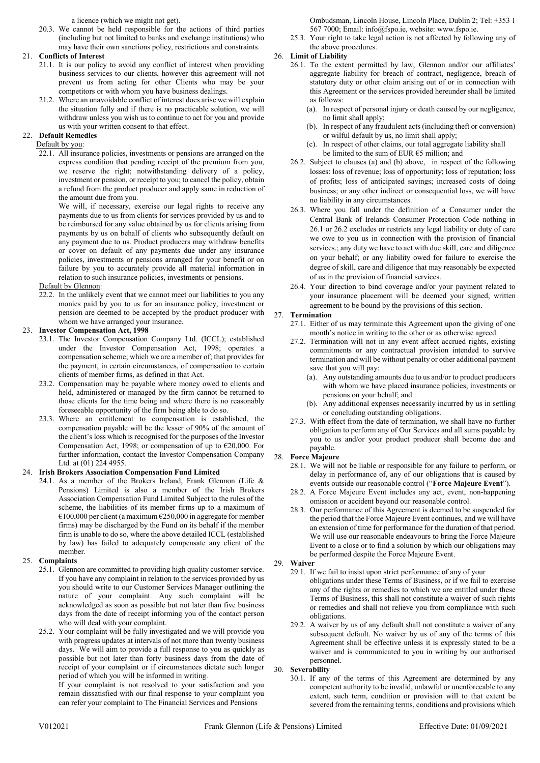a licence (which we might not get).

20.3. We cannot be held responsible for the actions of third parties (including but not limited to banks and exchange institutions) who may have their own sanctions policy, restrictions and constraints.

## 21. Conflicts of Interest

21.1. It is our policy to avoid any conflict of interest when providing business services to our clients, however this agreement will not prevent us from acting for other Clients who may be your competitors or with whom you have business dealings.

21.2. Where an unavoidable conflict of interest does arise we will explain the situation fully and if there is no practicable solution, we will withdraw unless you wish us to continue to act for you and provide us with your written consent to that effect.

## 22. Default Remedies

Default by you:

22.1. All insurance policies, investments or pensions are arranged on the express condition that pending receipt of the premium from you, we reserve the right; notwithstanding delivery of a policy, investment or pension, or receipt to you; to cancel the policy, obtain a refund from the product producer and apply same in reduction of the amount due from you.

We will, if necessary, exercise our legal rights to receive any payments due to us from clients for services provided by us and to be reimbursed for any value obtained by us for clients arising from payments by us on behalf of clients who subsequently default on any payment due to us. Product producers may withdraw benefits or cover on default of any payments due under any insurance policies, investments or pensions arranged for your benefit or on failure by you to accurately provide all material information in relation to such insurance policies, investments or pensions.

Default by Glennon:

22.2. In the unlikely event that we cannot meet our liabilities to you any monies paid by you to us for an insurance policy, investment or pension are deemed to be accepted by the product producer with whom we have arranged your insurance.

## 23. Investor Compensation Act, 1998

23.1. The Investor Compensation Company Ltd. (ICCL); established under the Investor Compensation Act, 1998; operates a compensation scheme; which we are a member of; that provides for the payment, in certain circumstances, of compensation to certain clients of member firms, as defined in that Act.

23.2. Compensation may be payable where money owed to clients and held, administered or managed by the firm cannot be returned to those clients for the time being and where there is no reasonably foreseeable opportunity of the firm being able to do so.

23.3. Where an entitlement to compensation is established, the compensation payable will be the lesser of 90% of the amount of the client's loss which is recognised for the purposes of the Investor Compensation Act, 1998; or compensation of up to €20,000. For further information, contact the Investor Compensation Company Ltd. at (01) 224 4955.

## 24. Irish Brokers Association Compensation Fund Limited

24.1. As a member of the Brokers Ireland, Frank Glennon (Life & Pensions) Limited is also a member of the Irish Brokers Association Compensation Fund Limited Subject to the rules of the scheme, the liabilities of its member firms up to a maximum of €100,000 per client (a maximum €250,000 in aggregate for member firms) may be discharged by the Fund on its behalf if the member firm is unable to do so, where the above detailed ICCL (established by law) has failed to adequately compensate any client of the member.

## 25. Complaints

25.1. Glennon are committed to providing high quality customer service. If you have any complaint in relation to the services provided by us you should write to our Customer Services Manager outlining the nature of your complaint. Any such complaint will be acknowledged as soon as possible but not later than five business days from the date of receipt informing you of the contact person who will deal with your complaint.

25.2. Your complaint will be fully investigated and we will provide you with progress updates at intervals of not more than twenty business days. We will aim to provide a full response to you as quickly as possible but not later than forty business days from the date of receipt of your complaint or if circumstances dictate such longer period of which you will be informed in writing.

If your complaint is not resolved to your satisfaction and you remain dissatisfied with our final response to your complaint you can refer your complaint to The Financial Services and Pensions Ombudsman, Lincoln House, Lincoln Place, Dublin 2; Tel: +353 1 567 7000; Email: info@fspo.ie, website: www.fspo.ie.

25.3. Your right to take legal action is not affected by following any of the above procedures.

## 26. Limit of Liability

26.1. To the extent permitted by law, Glennon and/or our affiliates' aggregate liability for breach of contract, negligence, breach of statutory duty or other claim arising out of or in connection with this Agreement or the services provided hereunder shall be limited as follows:

(a). In respect of personal injury or death caused by our negligence, no limit shall apply;

(b). In respect of any fraudulent acts (including theft or conversion) or wilful default by us, no limit shall apply;

(c). In respect of other claims, our total aggregate liability shall be limited to the sum of EUR €5 million; and

26.2. Subject to clauses (a) and (b) above, in respect of the following losses: loss of revenue; loss of opportunity; loss of reputation; loss of profits; loss of anticipated savings; increased costs of doing business; or any other indirect or consequential loss, we will have no liability in any circumstances.

26.3. Where you fall under the definition of a Consumer under the Central Bank of Irelands Consumer Protection Code nothing in 26.1 or 26.2 excludes or restricts any legal liability or duty of care we owe to you in connection with the provision of financial services.; any duty we have to act with due skill, care and diligence on your behalf; or any liability owed for failure to exercise the degree of skill, care and diligence that may reasonably be expected of us in the provision of financial services.

26.4. Your direction to bind coverage and/or your payment related to your insurance placement will be deemed your signed, written agreement to be bound by the provisions of this section.

## 27. Termination

27.1. Either of us may terminate this Agreement upon the giving of one month's notice in writing to the other or as otherwise agreed.

27.2. Termination will not in any event affect accrued rights, existing commitments or any contractual provision intended to survive termination and will be without penalty or other additional payment save that you will pay:

(a). Any outstanding amounts due to us and/or to product producers with whom we have placed insurance policies, investments or pensions on your behalf; and

(b). Any additional expenses necessarily incurred by us in settling or concluding outstanding obligations.

27.3. With effect from the date of termination, we shall have no further obligation to perform any of Our Services and all sums payable by you to us and/or your product producer shall become due and payable.

## 28. Force Majeure

28.1. We will not be liable or responsible for any failure to perform, or delay in performance of, any of our obligations that is caused by events outside our reasonable control ("**Force Majeure Event**").

28.2. A Force Majeure Event includes any act, event, non-happening omission or accident beyond our reasonable control.

28.3. Our performance of this Agreement is deemed to be suspended for the period that the Force Majeure Event continues, and we will have an extension of time for performance for the duration of that period. We will use our reasonable endeavours to bring the Force Majeure Event to a close or to find a solution by which our obligations may be performed despite the Force Majeure Event.

## 29. Waiver

29.1. If we fail to insist upon strict performance of any of your obligations under these Terms of Business, or if we fail to exercise any of the rights or remedies to which we are entitled under these Terms of Business, this shall not constitute a waiver of such rights or remedies and shall not relieve you from compliance with such obligations.

29.2. A waiver by us of any default shall not constitute a waiver of any subsequent default. No waiver by us of any of the terms of this Agreement shall be effective unless it is expressly stated to be a waiver and is communicated to you in writing by our authorised personnel.

## 30. Severability

30.1. If any of the terms of this Agreement are determined by any competent authority to be invalid, unlawful or unenforceable to any extent, such term, condition or provision will to that extent be severed from the remaining terms, conditions and provisions which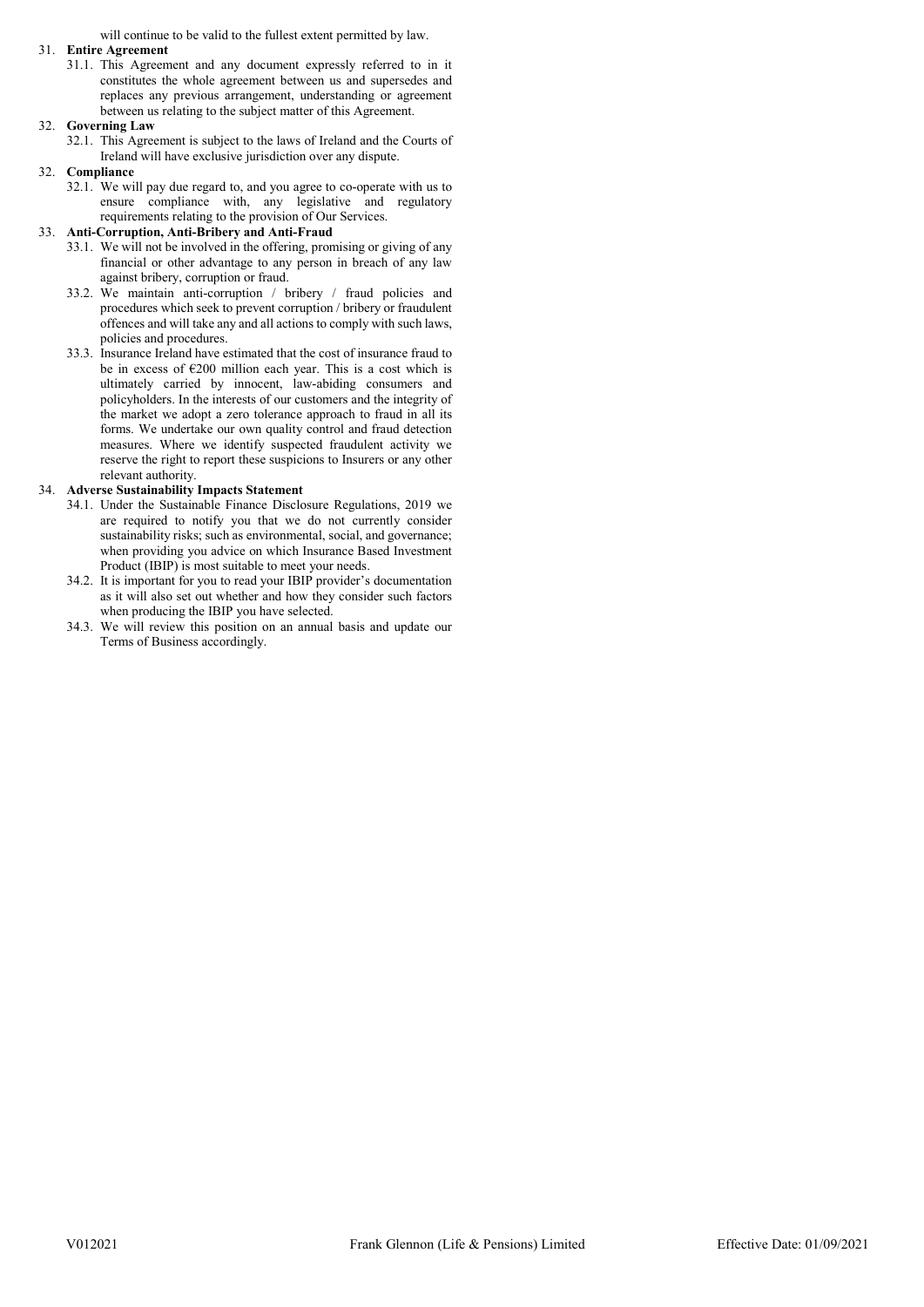will continue to be valid to the fullest extent permitted by law.

31. **Entire Agreement**
    31.1. This Agreement and any document expressly referred to in it constitutes the whole agreement between us and supersedes and replaces any previous arrangement, understanding or agreement between us relating to the subject matter of this Agreement.

32. **Governing Law**
    32.1. This Agreement is subject to the laws of Ireland and the Courts of Ireland will have exclusive jurisdiction over any dispute.

32. **Compliance**
    32.1. We will pay due regard to, and you agree to co-operate with us to ensure compliance with, any legislative and regulatory requirements relating to the provision of Our Services.

33. **Anti-Corruption, Anti-Bribery and Anti-Fraud**
    33.1. We will not be involved in the offering, promising or giving of any financial or other advantage to any person in breach of any law against bribery, corruption or fraud.
    33.2. We maintain anti-corruption / bribery / fraud policies and procedures which seek to prevent corruption / bribery or fraudulent offences and will take any and all actions to comply with such laws, policies and procedures.
    33.3. Insurance Ireland have estimated that the cost of insurance fraud to be in excess of €200 million each year. This is a cost which is ultimately carried by innocent, law-abiding consumers and policyholders. In the interests of our customers and the integrity of the market we adopt a zero tolerance approach to fraud in all its forms. We undertake our own quality control and fraud detection measures. Where we identify suspected fraudulent activity we reserve the right to report these suspicions to Insurers or any other relevant authority.

34. **Adverse Sustainability Impacts Statement**
    34.1. Under the Sustainable Finance Disclosure Regulations, 2019 we are required to notify you that we do not currently consider sustainability risks; such as environmental, social, and governance; when providing you advice on which Insurance Based Investment Product (IBIP) is most suitable to meet your needs.
    34.2. It is important for you to read your IBIP provider's documentation as it will also set out whether and how they consider such factors when producing the IBIP you have selected.
    34.3. We will review this position on an annual basis and update our Terms of Business accordingly.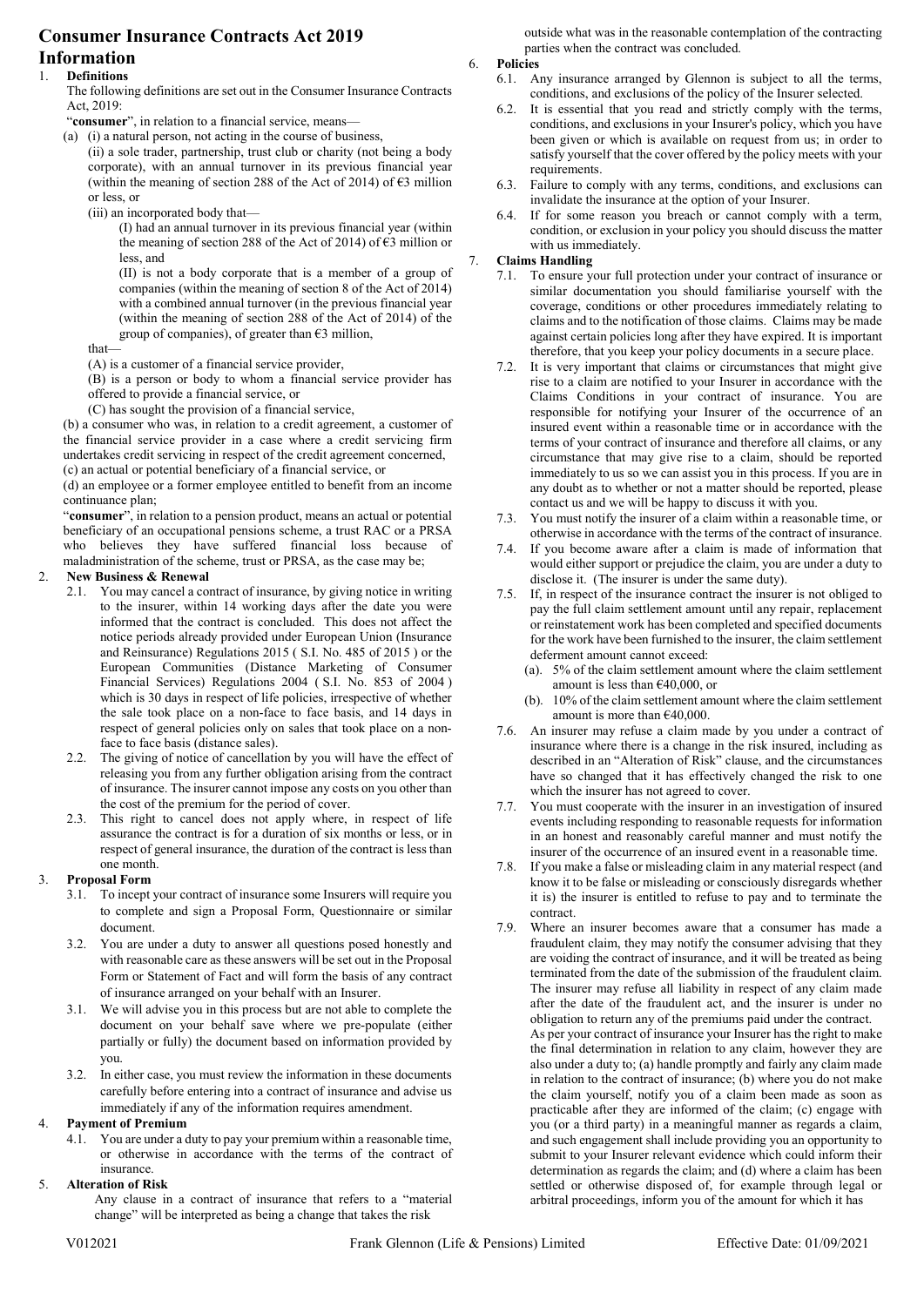# Consumer Insurance Contracts Act 2019 Information

## 1. Definitions

The following definitions are set out in the Consumer Insurance Contracts Act, 2019:

"**consumer**", in relation to a financial service, means—

(a) (i) a natural person, not acting in the course of business,

(ii) a sole trader, partnership, trust club or charity (not being a body corporate), with an annual turnover in its previous financial year (within the meaning of section 288 of the Act of 2014) of €3 million or less, or

(iii) an incorporated body that—

(I) had an annual turnover in its previous financial year (within the meaning of section 288 of the Act of 2014) of €3 million or less, and

(II) is not a body corporate that is a member of a group of companies (within the meaning of section 8 of the Act of 2014) with a combined annual turnover (in the previous financial year (within the meaning of section 288 of the Act of 2014) of the group of companies), of greater than €3 million,

that—

(A) is a customer of a financial service provider,

(B) is a person or body to whom a financial service provider has offered to provide a financial service, or

(C) has sought the provision of a financial service,

(b) a consumer who was, in relation to a credit agreement, a customer of the financial service provider in a case where a credit servicing firm undertakes credit servicing in respect of the credit agreement concerned,

(c) an actual or potential beneficiary of a financial service, or

(d) an employee or a former employee entitled to benefit from an income continuance plan;

"**consumer**", in relation to a pension product, means an actual or potential beneficiary of an occupational pensions scheme, a trust RAC or a PRSA who believes they have suffered financial loss because of maladministration of the scheme, trust or PRSA, as the case may be;

## 2. New Business & Renewal

2.1. You may cancel a contract of insurance, by giving notice in writing to the insurer, within 14 working days after the date you were informed that the contract is concluded. This does not affect the notice periods already provided under European Union (Insurance and Reinsurance) Regulations 2015 ( S.I. No. 485 of 2015 ) or the European Communities (Distance Marketing of Consumer Financial Services) Regulations 2004 ( S.I. No. 853 of 2004 ) which is 30 days in respect of life policies, irrespective of whether the sale took place on a non-face to face basis, and 14 days in respect of general policies only on sales that took place on a non-face to face basis (distance sales).

2.2. The giving of notice of cancellation by you will have the effect of releasing you from any further obligation arising from the contract of insurance. The insurer cannot impose any costs on you other than the cost of the premium for the period of cover.

2.3. This right to cancel does not apply where, in respect of life assurance the contract is for a duration of six months or less, or in respect of general insurance, the duration of the contract is less than one month.

## 3. Proposal Form

3.1. To incept your contract of insurance some Insurers will require you to complete and sign a Proposal Form, Questionnaire or similar document.

3.2. You are under a duty to answer all questions posed honestly and with reasonable care as these answers will be set out in the Proposal Form or Statement of Fact and will form the basis of any contract of insurance arranged on your behalf with an Insurer.

3.1. We will advise you in this process but are not able to complete the document on your behalf save where we pre-populate (either partially or fully) the document based on information provided by you.

3.2. In either case, you must review the information in these documents carefully before entering into a contract of insurance and advise us immediately if any of the information requires amendment.

## 4. Payment of Premium

4.1. You are under a duty to pay your premium within a reasonable time, or otherwise in accordance with the terms of the contract of insurance.

## 5. Alteration of Risk

Any clause in a contract of insurance that refers to a "material change" will be interpreted as being a change that takes the risk outside what was in the reasonable contemplation of the contracting parties when the contract was concluded.

## 6. Policies

6.1. Any insurance arranged by Glennon is subject to all the terms, conditions, and exclusions of the policy of the Insurer selected.

6.2. It is essential that you read and strictly comply with the terms, conditions, and exclusions in your Insurer's policy, which you have been given or which is available on request from us; in order to satisfy yourself that the cover offered by the policy meets with your requirements.

6.3. Failure to comply with any terms, conditions, and exclusions can invalidate the insurance at the option of your Insurer.

6.4. If for some reason you breach or cannot comply with a term, condition, or exclusion in your policy you should discuss the matter with us immediately.

## 7. Claims Handling

7.1. To ensure your full protection under your contract of insurance or similar documentation you should familiarise yourself with the coverage, conditions or other procedures immediately relating to claims and to the notification of those claims. Claims may be made against certain policies long after they have expired. It is important therefore, that you keep your policy documents in a secure place.

7.2. It is very important that claims or circumstances that might give rise to a claim are notified to your Insurer in accordance with the Claims Conditions in your contract of insurance. You are responsible for notifying your Insurer of the occurrence of an insured event within a reasonable time or in accordance with the terms of your contract of insurance and therefore all claims, or any circumstance that may give rise to a claim, should be reported immediately to us so we can assist you in this process. If you are in any doubt as to whether or not a matter should be reported, please contact us and we will be happy to discuss it with you.

7.3. You must notify the insurer of a claim within a reasonable time, or otherwise in accordance with the terms of the contract of insurance.

7.4. If you become aware after a claim is made of information that would either support or prejudice the claim, you are under a duty to disclose it. (The insurer is under the same duty).

7.5. If, in respect of the insurance contract the insurer is not obliged to pay the full claim settlement amount until any repair, replacement or reinstatement work has been completed and specified documents for the work have been furnished to the insurer, the claim settlement deferment amount cannot exceed:

(a). 5% of the claim settlement amount where the claim settlement amount is less than €40,000, or

(b). 10% of the claim settlement amount where the claim settlement amount is more than €40,000.

7.6. An insurer may refuse a claim made by you under a contract of insurance where there is a change in the risk insured, including as described in an "Alteration of Risk" clause, and the circumstances have so changed that it has effectively changed the risk to one which the insurer has not agreed to cover.

7.7. You must cooperate with the insurer in an investigation of insured events including responding to reasonable requests for information in an honest and reasonably careful manner and must notify the insurer of the occurrence of an insured event in a reasonable time.

7.8. If you make a false or misleading claim in any material respect (and know it to be false or misleading or consciously disregards whether it is) the insurer is entitled to refuse to pay and to terminate the contract.

7.9. Where an insurer becomes aware that a consumer has made a fraudulent claim, they may notify the consumer advising that they are voiding the contract of insurance, and it will be treated as being terminated from the date of the submission of the fraudulent claim. The insurer may refuse all liability in respect of any claim made after the date of the fraudulent act, and the insurer is under no obligation to return any of the premiums paid under the contract.

As per your contract of insurance your Insurer has the right to make the final determination in relation to any claim, however they are also under a duty to; (a) handle promptly and fairly any claim made in relation to the contract of insurance; (b) where you do not make the claim yourself, notify you of a claim been made as soon as practicable after they are informed of the claim; (c) engage with you (or a third party) in a meaningful manner as regards a claim, and such engagement shall include providing you an opportunity to submit to your Insurer relevant evidence which could inform their determination as regards the claim; and (d) where a claim has been settled or otherwise disposed of, for example through legal or arbitral proceedings, inform you of the amount for which it has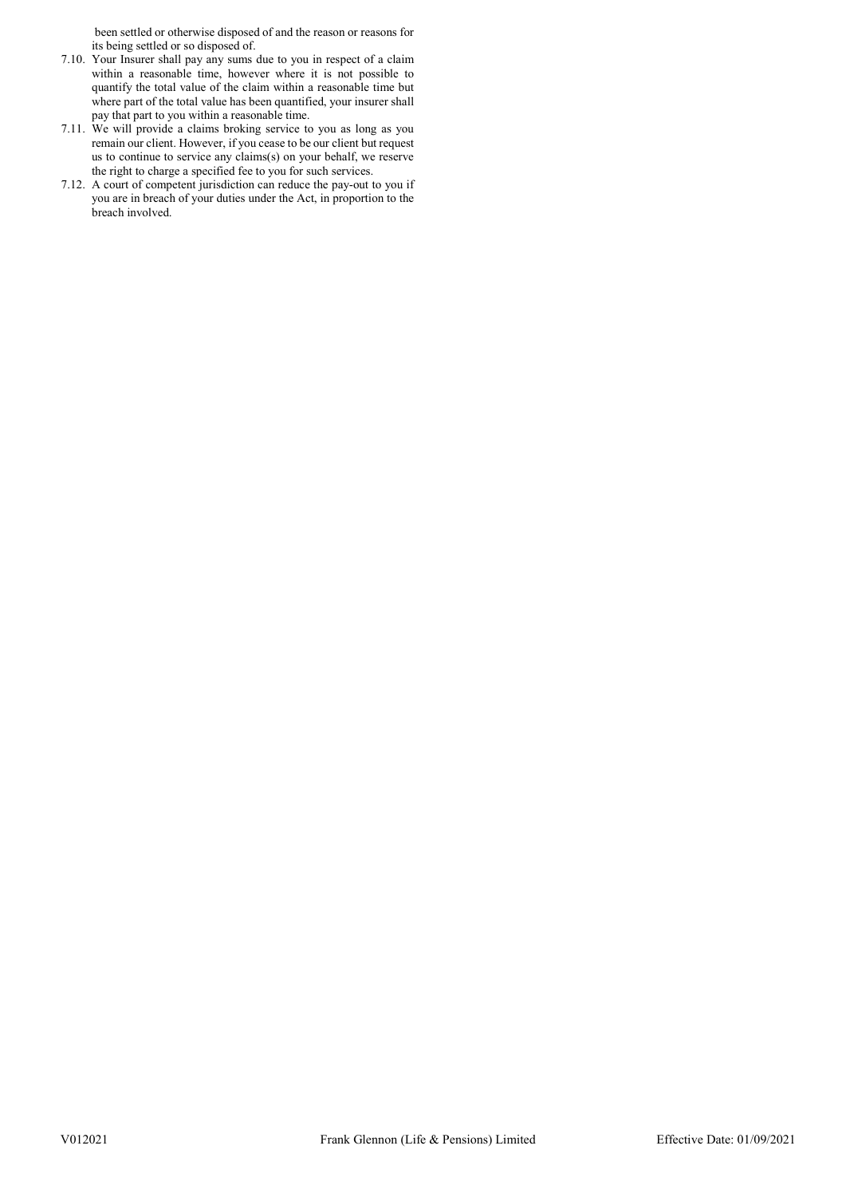been settled or otherwise disposed of and the reason or reasons for its being settled or so disposed of.

7.10. Your Insurer shall pay any sums due to you in respect of a claim within a reasonable time, however where it is not possible to quantify the total value of the claim within a reasonable time but where part of the total value has been quantified, your insurer shall pay that part to you within a reasonable time.

7.11. We will provide a claims broking service to you as long as you remain our client. However, if you cease to be our client but request us to continue to service any claims(s) on your behalf, we reserve the right to charge a specified fee to you for such services.

7.12. A court of competent jurisdiction can reduce the pay-out to you if you are in breach of your duties under the Act, in proportion to the breach involved.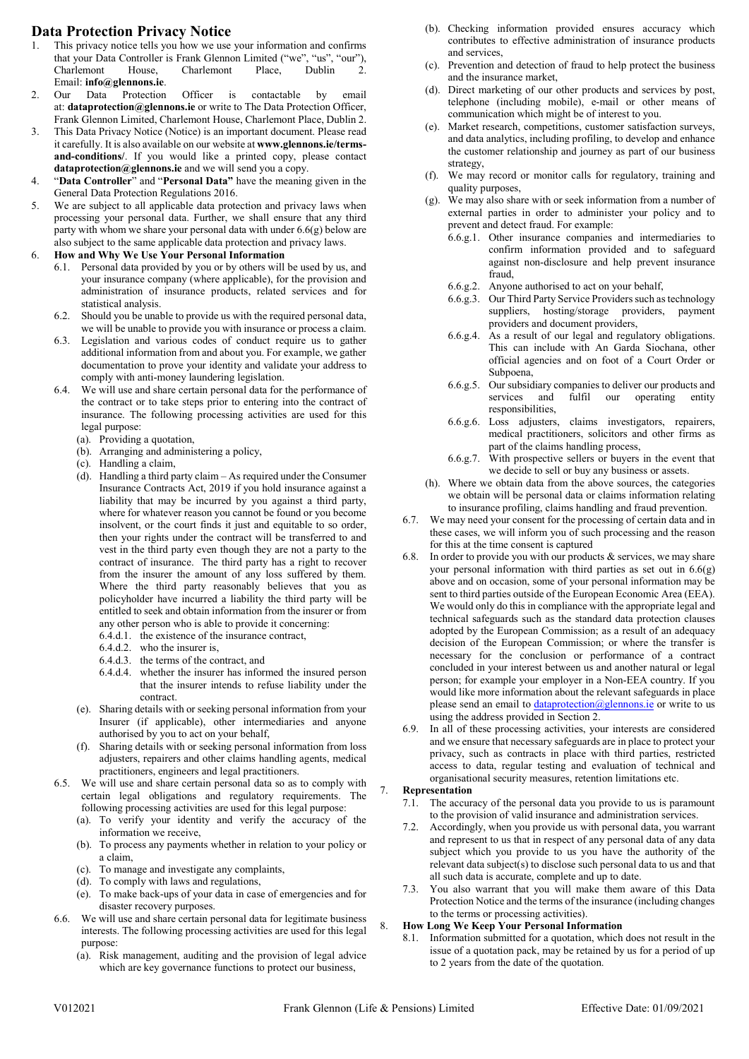# Data Protection Privacy Notice

1. This privacy notice tells you how we use your information and confirms that your Data Controller is Frank Glennon Limited ("we", "us", "our"), Charlemont House, Charlemont Place, Dublin 2. Email: **info@glennons.ie**.
2. Our Data Protection Officer is contactable by email at: **dataprotection@glennons.ie** or write to The Data Protection Officer, Frank Glennon Limited, Charlemont House, Charlemont Place, Dublin 2.
3. This Data Privacy Notice (Notice) is an important document. Please read it carefully. It is also available on our website at **www.glennons.ie/terms-and-conditions/**. If you would like a printed copy, please contact **dataprotection@glennons.ie** and we will send you a copy.
4. "**Data Controller**" and "**Personal Data"** have the meaning given in the General Data Protection Regulations 2016.
5. We are subject to all applicable data protection and privacy laws when processing your personal data. Further, we shall ensure that any third party with whom we share your personal data with under 6.6(g) below are also subject to the same applicable data protection and privacy laws.
6. **How and Why We Use Your Personal Information**
   - 6.1. Personal data provided by you or by others will be used by us, and your insurance company (where applicable), for the provision and administration of insurance products, related services and for statistical analysis.
   - 6.2. Should you be unable to provide us with the required personal data, we will be unable to provide you with insurance or process a claim.
   - 6.3. Legislation and various codes of conduct require us to gather additional information from and about you. For example, we gather documentation to prove your identity and validate your address to comply with anti-money laundering legislation.
   - 6.4. We will use and share certain personal data for the performance of the contract or to take steps prior to entering into the contract of insurance. The following processing activities are used for this legal purpose:
     - (a). Providing a quotation,
     - (b). Arranging and administering a policy,
     - (c). Handling a claim,
     - (d). Handling a third party claim – As required under the Consumer Insurance Contracts Act, 2019 if you hold insurance against a liability that may be incurred by you against a third party, where for whatever reason you cannot be found or you become insolvent, or the court finds it just and equitable to so order, then your rights under the contract will be transferred to and vest in the third party even though they are not a party to the contract of insurance. The third party has a right to recover from the insurer the amount of any loss suffered by them. Where the third party reasonably believes that you as policyholder have incurred a liability the third party will be entitled to seek and obtain information from the insurer or from any other person who is able to provide it concerning:
       - 6.4.d.1. the existence of the insurance contract,
       - 6.4.d.2. who the insurer is,
       - 6.4.d.3. the terms of the contract, and
       - 6.4.d.4. whether the insurer has informed the insured person that the insurer intends to refuse liability under the contract.
     - (e). Sharing details with or seeking personal information from your Insurer (if applicable), other intermediaries and anyone authorised by you to act on your behalf,
     - (f). Sharing details with or seeking personal information from loss adjusters, repairers and other claims handling agents, medical practitioners, engineers and legal practitioners.
   - 6.5. We will use and share certain personal data so as to comply with certain legal obligations and regulatory requirements. The following processing activities are used for this legal purpose:
     - (a). To verify your identity and verify the accuracy of the information we receive,
     - (b). To process any payments whether in relation to your policy or a claim,
     - (c). To manage and investigate any complaints,
     - (d). To comply with laws and regulations,
     - (e). To make back-ups of your data in case of emergencies and for disaster recovery purposes.
   - 6.6. We will use and share certain personal data for legitimate business interests. The following processing activities are used for this legal purpose:
     - (a). Risk management, auditing and the provision of legal advice which are key governance functions to protect our business,
     - (b). Checking information provided ensures accuracy which contributes to effective administration of insurance products and services,
     - (c). Prevention and detection of fraud to help protect the business and the insurance market,
     - (d). Direct marketing of our other products and services by post, telephone (including mobile), e-mail or other means of communication which might be of interest to you.
     - (e). Market research, competitions, customer satisfaction surveys, and data analytics, including profiling, to develop and enhance the customer relationship and journey as part of our business strategy,
     - (f). We may record or monitor calls for regulatory, training and quality purposes,
     - (g). We may also share with or seek information from a number of external parties in order to administer your policy and to prevent and detect fraud. For example:
       - 6.6.g.1. Other insurance companies and intermediaries to confirm information provided and to safeguard against non-disclosure and help prevent insurance fraud,
       - 6.6.g.2. Anyone authorised to act on your behalf,
       - 6.6.g.3. Our Third Party Service Providers such as technology suppliers, hosting/storage providers, payment providers and document providers,
       - 6.6.g.4. As a result of our legal and regulatory obligations. This can include with An Garda Siochana, other official agencies and on foot of a Court Order or Subpoena,
       - 6.6.g.5. Our subsidiary companies to deliver our products and services and fulfil our operating entity responsibilities,
       - 6.6.g.6. Loss adjusters, claims investigators, repairers, medical practitioners, solicitors and other firms as part of the claims handling process,
       - 6.6.g.7. With prospective sellers or buyers in the event that we decide to sell or buy any business or assets.
     - (h). Where we obtain data from the above sources, the categories we obtain will be personal data or claims information relating to insurance profiling, claims handling and fraud prevention.
   - 6.7. We may need your consent for the processing of certain data and in these cases, we will inform you of such processing and the reason for this at the time consent is captured
   - 6.8. In order to provide you with our products & services, we may share your personal information with third parties as set out in 6.6(g) above and on occasion, some of your personal information may be sent to third parties outside of the European Economic Area (EEA). We would only do this in compliance with the appropriate legal and technical safeguards such as the standard data protection clauses adopted by the European Commission; as a result of an adequacy decision of the European Commission; or where the transfer is necessary for the conclusion or performance of a contract concluded in your interest between us and another natural or legal person; for example your employer in a Non-EEA country. If you would like more information about the relevant safeguards in place please send an email to dataprotection@glennons.ie or write to us using the address provided in Section 2.
   - 6.9. In all of these processing activities, your interests are considered and we ensure that necessary safeguards are in place to protect your privacy, such as contracts in place with third parties, restricted access to data, regular testing and evaluation of technical and organisational security measures, retention limitations etc.
7. **Representation**
   - 7.1. The accuracy of the personal data you provide to us is paramount to the provision of valid insurance and administration services.
   - 7.2. Accordingly, when you provide us with personal data, you warrant and represent to us that in respect of any personal data of any data subject which you provide to us you have the authority of the relevant data subject(s) to disclose such personal data to us and that all such data is accurate, complete and up to date.
   - 7.3. You also warrant that you will make them aware of this Data Protection Notice and the terms of the insurance (including changes to the terms or processing activities).
8. **How Long We Keep Your Personal Information**
   - 8.1. Information submitted for a quotation, which does not result in the issue of a quotation pack, may be retained by us for a period of up to 2 years from the date of the quotation.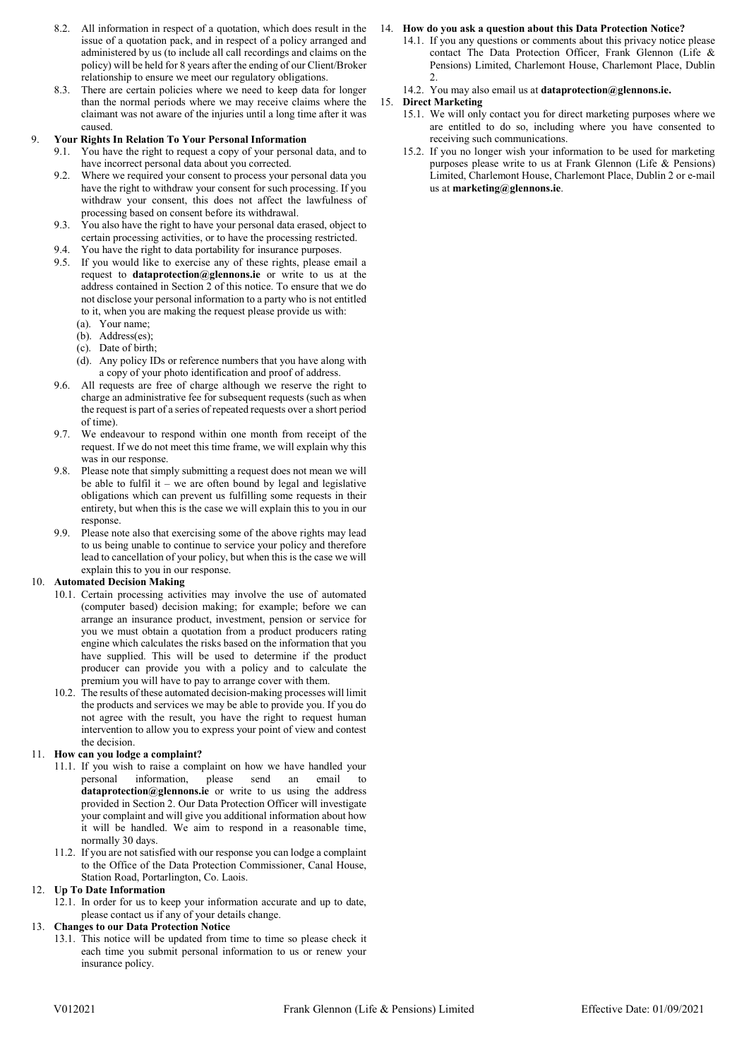8.2. All information in respect of a quotation, which does result in the issue of a quotation pack, and in respect of a policy arranged and administered by us (to include all call recordings and claims on the policy) will be held for 8 years after the ending of our Client/Broker relationship to ensure we meet our regulatory obligations.

8.3. There are certain policies where we need to keep data for longer than the normal periods where we may receive claims where the claimant was not aware of the injuries until a long time after it was caused.

## 9. Your Rights In Relation To Your Personal Information

9.1. You have the right to request a copy of your personal data, and to have incorrect personal data about you corrected.

9.2. Where we required your consent to process your personal data you have the right to withdraw your consent for such processing. If you withdraw your consent, this does not affect the lawfulness of processing based on consent before its withdrawal.

9.3. You also have the right to have your personal data erased, object to certain processing activities, or to have the processing restricted.

9.4. You have the right to data portability for insurance purposes.

9.5. If you would like to exercise any of these rights, please email a request to **dataprotection@glennons.ie** or write to us at the address contained in Section 2 of this notice. To ensure that we do not disclose your personal information to a party who is not entitled to it, when you are making the request please provide us with:

(a). Your name;
(b). Address(es);
(c). Date of birth;
(d). Any policy IDs or reference numbers that you have along with a copy of your photo identification and proof of address.

9.6. All requests are free of charge although we reserve the right to charge an administrative fee for subsequent requests (such as when the request is part of a series of repeated requests over a short period of time).

9.7. We endeavour to respond within one month from receipt of the request. If we do not meet this time frame, we will explain why this was in our response.

9.8. Please note that simply submitting a request does not mean we will be able to fulfil it – we are often bound by legal and legislative obligations which can prevent us fulfilling some requests in their entirety, but when this is the case we will explain this to you in our response.

9.9. Please note also that exercising some of the above rights may lead to us being unable to continue to service your policy and therefore lead to cancellation of your policy, but when this is the case we will explain this to you in our response.

## 10. Automated Decision Making

10.1. Certain processing activities may involve the use of automated (computer based) decision making; for example; before we can arrange an insurance product, investment, pension or service for you we must obtain a quotation from a product producers rating engine which calculates the risks based on the information that you have supplied. This will be used to determine if the product producer can provide you with a policy and to calculate the premium you will have to pay to arrange cover with them.

10.2. The results of these automated decision-making processes will limit the products and services we may be able to provide you. If you do not agree with the result, you have the right to request human intervention to allow you to express your point of view and contest the decision.

## 11. How can you lodge a complaint?

11.1. If you wish to raise a complaint on how we have handled your personal information, please send an email to **dataprotection@glennons.ie** or write to us using the address provided in Section 2. Our Data Protection Officer will investigate your complaint and will give you additional information about how it will be handled. We aim to respond in a reasonable time, normally 30 days.

11.2. If you are not satisfied with our response you can lodge a complaint to the Office of the Data Protection Commissioner, Canal House, Station Road, Portarlington, Co. Laois.

## 12. Up To Date Information

12.1. In order for us to keep your information accurate and up to date, please contact us if any of your details change.

## 13. Changes to our Data Protection Notice

13.1. This notice will be updated from time to time so please check it each time you submit personal information to us or renew your insurance policy.

## 14. How do you ask a question about this Data Protection Notice?

14.1. If you any questions or comments about this privacy notice please contact The Data Protection Officer, Frank Glennon (Life & Pensions) Limited, Charlemont House, Charlemont Place, Dublin 2.

14.2. You may also email us at **dataprotection@glennons.ie.**

## 15. Direct Marketing

15.1. We will only contact you for direct marketing purposes where we are entitled to do so, including where you have consented to receiving such communications.

15.2. If you no longer wish your information to be used for marketing purposes please write to us at Frank Glennon (Life & Pensions) Limited, Charlemont House, Charlemont Place, Dublin 2 or e-mail us at **marketing@glennons.ie**.

V012021 Frank Glennon (Life & Pensions) Limited Effective Date: 01/09/2021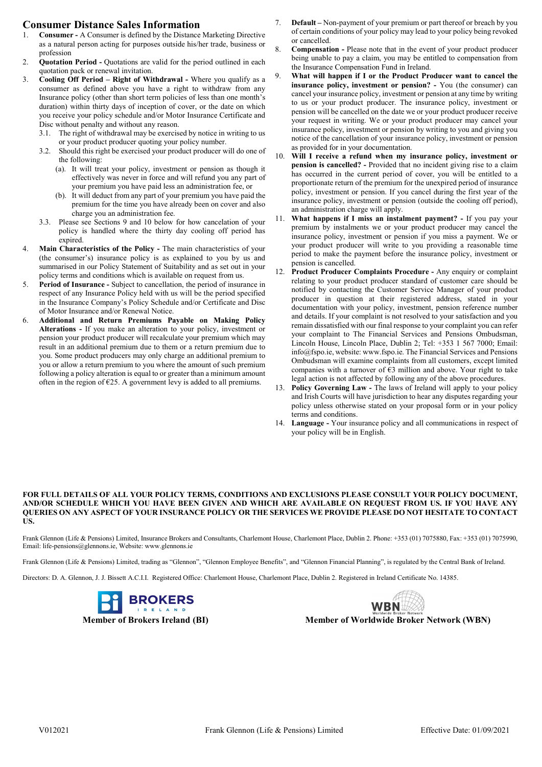## Consumer Distance Sales Information

1. **Consumer -** A Consumer is defined by the Distance Marketing Directive as a natural person acting for purposes outside his/her trade, business or profession
2. **Quotation Period -** Quotations are valid for the period outlined in each quotation pack or renewal invitation.
3. **Cooling Off Period – Right of Withdrawal -** Where you qualify as a consumer as defined above you have a right to withdraw from any Insurance policy (other than short term policies of less than one month's duration) within thirty days of inception of cover, or the date on which you receive your policy schedule and/or Motor Insurance Certificate and Disc without penalty and without any reason.
   3.1. The right of withdrawal may be exercised by notice in writing to us or your product producer quoting your policy number.
   3.2. Should this right be exercised your product producer will do one of the following:
      (a). It will treat your policy, investment or pension as though it effectively was never in force and will refund you any part of your premium you have paid less an administration fee, or
      (b). It will deduct from any part of your premium you have paid the premium for the time you have already been on cover and also charge you an administration fee.
   3.3. Please see Sections 9 and 10 below for how cancelation of your policy is handled where the thirty day cooling off period has expired.
4. **Main Characteristics of the Policy -** The main characteristics of your (the consumer's) insurance policy is as explained to you by us and summarised in our Policy Statement of Suitability and as set out in your policy terms and conditions which is available on request from us.
5. **Period of Insurance -** Subject to cancellation, the period of insurance in respect of any Insurance Policy held with us will be the period specified in the Insurance Company's Policy Schedule and/or Certificate and Disc of Motor Insurance and/or Renewal Notice.
6. **Additional and Return Premiums Payable on Making Policy Alterations -** If you make an alteration to your policy, investment or pension your product producer will recalculate your premium which may result in an additional premium due to them or a return premium due to you. Some product producers may only charge an additional premium to you or allow a return premium to you where the amount of such premium following a policy alteration is equal to or greater than a minimum amount often in the region of €25. A government levy is added to all premiums.
7. **Default –** Non-payment of your premium or part thereof or breach by you of certain conditions of your policy may lead to your policy being revoked or cancelled.
8. **Compensation -** Please note that in the event of your product producer being unable to pay a claim, you may be entitled to compensation from the Insurance Compensation Fund in Ireland.
9. **What will happen if I or the Product Producer want to cancel the insurance policy, investment or pension? -** You (the consumer) can cancel your insurance policy, investment or pension at any time by writing to us or your product producer. The insurance policy, investment or pension will be cancelled on the date we or your product producer receive your request in writing. We or your product producer may cancel your insurance policy, investment or pension by writing to you and giving you notice of the cancellation of your insurance policy, investment or pension as provided for in your documentation.
10. **Will I receive a refund when my insurance policy, investment or pension is cancelled? -** Provided that no incident giving rise to a claim has occurred in the current period of cover, you will be entitled to a proportionate return of the premium for the unexpired period of insurance policy, investment or pension. If you cancel during the first year of the insurance policy, investment or pension (outside the cooling off period), an administration charge will apply.
11. **What happens if I miss an instalment payment? -** If you pay your premium by instalments we or your product producer may cancel the insurance policy, investment or pension if you miss a payment. We or your product producer will write to you providing a reasonable time period to make the payment before the insurance policy, investment or pension is cancelled.
12. **Product Producer Complaints Procedure -** Any enquiry or complaint relating to your product producer standard of customer care should be notified by contacting the Customer Service Manager of your product producer in question at their registered address, stated in your documentation with your policy, investment, pension reference number and details. If your complaint is not resolved to your satisfaction and you remain dissatisfied with our final response to your complaint you can refer your complaint to The Financial Services and Pensions Ombudsman, Lincoln House, Lincoln Place, Dublin 2; Tel: +353 1 567 7000; Email: info@fspo.ie, website: www.fspo.ie. The Financial Services and Pensions Ombudsman will examine complaints from all customers, except limited companies with a turnover of €3 million and above. Your right to take legal action is not affected by following any of the above procedures.
13. **Policy Governing Law -** The laws of Ireland will apply to your policy and Irish Courts will have jurisdiction to hear any disputes regarding your policy unless otherwise stated on your proposal form or in your policy terms and conditions.
14. **Language -** Your insurance policy and all communications in respect of your policy will be in English.

**FOR FULL DETAILS OF ALL YOUR POLICY TERMS, CONDITIONS AND EXCLUSIONS PLEASE CONSULT YOUR POLICY DOCUMENT, AND/OR SCHEDULE WHICH YOU HAVE BEEN GIVEN AND WHICH ARE AVAILABLE ON REQUEST FROM US. IF YOU HAVE ANY QUERIES ON ANY ASPECT OF YOUR INSURANCE POLICY OR THE SERVICES WE PROVIDE PLEASE DO NOT HESITATE TO CONTACT US.**

Frank Glennon (Life & Pensions) Limited, Insurance Brokers and Consultants, Charlemont House, Charlemont Place, Dublin 2. Phone: +353 (01) 7075880, Fax: +353 (01) 7075990, Email: life-pensions@glennons.ie, Website: www.glennons.ie

Frank Glennon (Life & Pensions) Limited, trading as "Glennon", "Glennon Employee Benefits", and "Glennon Financial Planning", is regulated by the Central Bank of Ireland.

Directors: D. A. Glennon, J. J. Bissett A.C.I.I. Registered Office: Charlemont House, Charlemont Place, Dublin 2. Registered in Ireland Certificate No. 14385.

BROKERS IRELAND

**Member of Brokers Ireland (BI)**

WBN Worldwide Broker Network

**Member of Worldwide Broker Network (WBN)**

V012021 Frank Glennon (Life & Pensions) Limited Effective Date: 01/09/2021